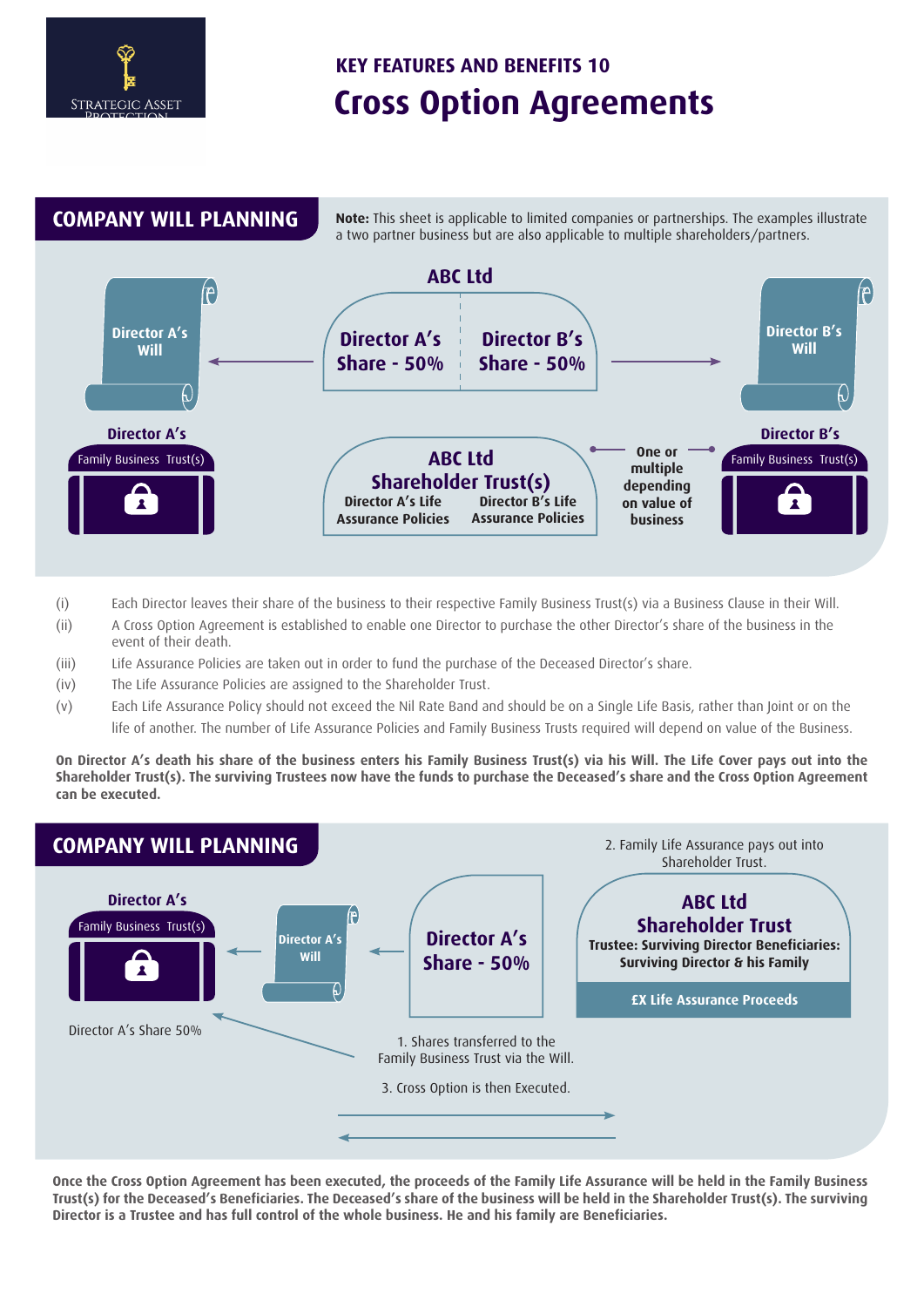KEY FEATURES AND BENEFITS 10

# Cross Option Agreements

## COMPANY WILL PLANNING

**Note:** This sheet is applicable to limited companies or partnerships. The examples illustrate a two partner business but are also applicable to multiple shareholders/partners.

**ABC Ltd**

**Director A's Share - 50%** | **Director B's Share - 50%**

**Director A's Will** | **Director B's Will**

**Director A's** Family Business Trust(s)

**Director B's** Family Business Trust(s)

**ABC Ltd Shareholder Trust(s)**
**Director A's Life Assurance Policies** | **Director B's Life Assurance Policies**

**One or multiple depending on value of business**

(i) Each Director leaves their share of the business to their respective Family Business Trust(s) via a Business Clause in their Will.

(ii) A Cross Option Agreement is established to enable one Director to purchase the other Director's share of the business in the event of their death.

(iii) Life Assurance Policies are taken out in order to fund the purchase of the Deceased Director's share.

(iv) The Life Assurance Policies are assigned to the Shareholder Trust.

(v) Each Life Assurance Policy should not exceed the Nil Rate Band and should be on a Single Life Basis, rather than Joint or on the life of another. The number of Life Assurance Policies and Family Business Trusts required will depend on value of the Business.

**On Director A's death his share of the business enters his Family Business Trust(s) via his Will. The Life Cover pays out into the Shareholder Trust(s). The surviving Trustees now have the funds to purchase the Deceased's share and the Cross Option Agreement can be executed.**

## COMPANY WILL PLANNING

**Director A's** Family Business Trust(s)

**Director A's Will**

**Director A's Share - 50%**

2. Family Life Assurance pays out into Shareholder Trust.

**ABC Ltd Shareholder Trust**
**Trustee: Surviving Director Beneficiaries: Surviving Director & his Family**
**£X Life Assurance Proceeds**

Director A's Share 50%

1. Shares transferred to the Family Business Trust via the Will.

3. Cross Option is then Executed.

**Once the Cross Option Agreement has been executed, the proceeds of the Family Life Assurance will be held in the Family Business Trust(s) for the Deceased's Beneficiaries. The Deceased's share of the business will be held in the Shareholder Trust(s). The surviving Director is a Trustee and has full control of the whole business. He and his family are Beneficiaries.**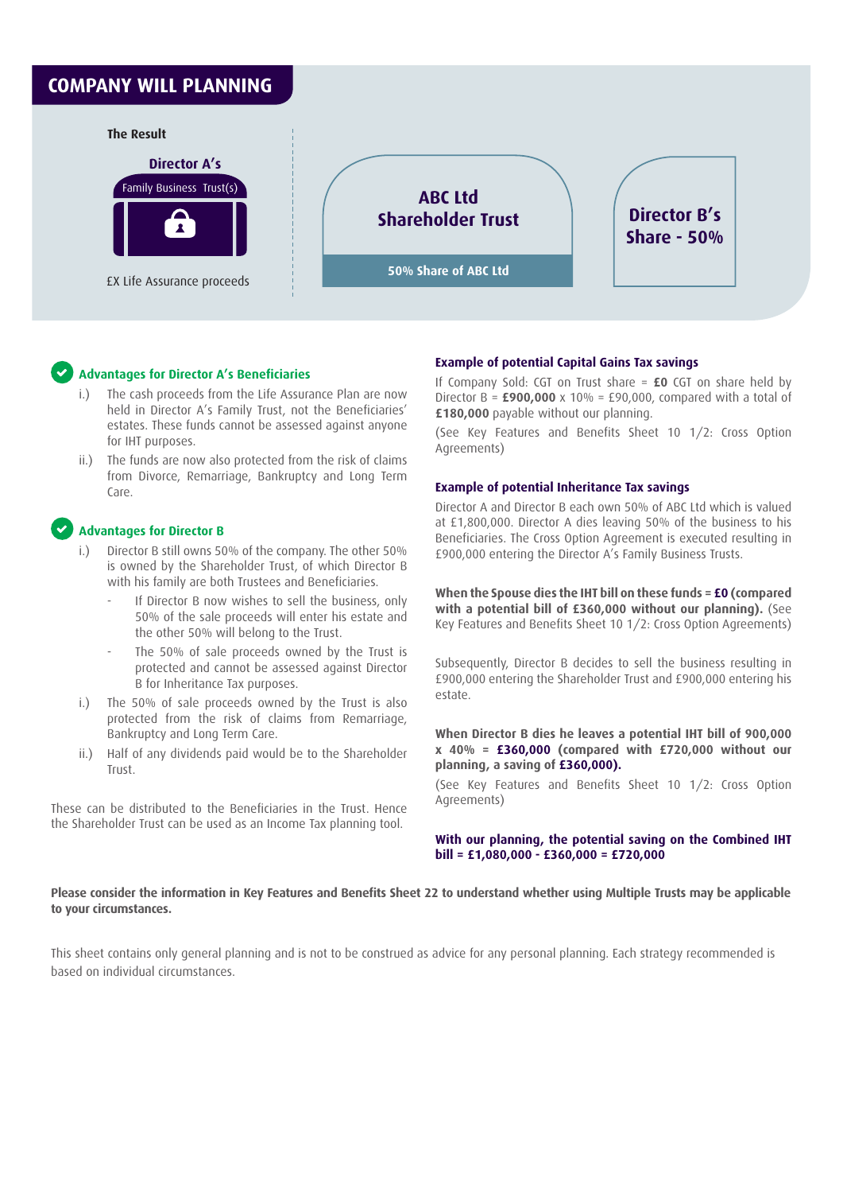# COMPANY WILL PLANNING

**The Result**

**Director A's**

Family Business Trust(s)

£X Life Assurance proceeds

**ABC Ltd Shareholder Trust**

**50% Share of ABC Ltd**

**Director B's Share - 50%**

### Advantages for Director A's Beneficiaries

i.) The cash proceeds from the Life Assurance Plan are now held in Director A's Family Trust, not the Beneficiaries' estates. These funds cannot be assessed against anyone for IHT purposes.

ii.) The funds are now also protected from the risk of claims from Divorce, Remarriage, Bankruptcy and Long Term Care.

### Advantages for Director B

i.) Director B still owns 50% of the company. The other 50% is owned by the Shareholder Trust, of which Director B with his family are both Trustees and Beneficiaries.

- If Director B now wishes to sell the business, only 50% of the sale proceeds will enter his estate and the other 50% will belong to the Trust.
- The 50% of sale proceeds owned by the Trust is protected and cannot be assessed against Director B for Inheritance Tax purposes.

i.) The 50% of sale proceeds owned by the Trust is also protected from the risk of claims from Remarriage, Bankruptcy and Long Term Care.

ii.) Half of any dividends paid would be to the Shareholder Trust.

These can be distributed to the Beneficiaries in the Trust. Hence the Shareholder Trust can be used as an Income Tax planning tool.

### Example of potential Capital Gains Tax savings

If Company Sold: CGT on Trust share = **£0** CGT on share held by Director B = **£900,000** x 10% = £90,000, compared with a total of **£180,000** payable without our planning.

(See Key Features and Benefits Sheet 10 1/2: Cross Option Agreements)

### Example of potential Inheritance Tax savings

Director A and Director B each own 50% of ABC Ltd which is valued at £1,800,000. Director A dies leaving 50% of the business to his Beneficiaries. The Cross Option Agreement is executed resulting in £900,000 entering the Director A's Family Business Trusts.

**When the Spouse dies the IHT bill on these funds = £0 (compared with a potential bill of £360,000 without our planning).** (See Key Features and Benefits Sheet 10 1/2: Cross Option Agreements)

Subsequently, Director B decides to sell the business resulting in £900,000 entering the Shareholder Trust and £900,000 entering his estate.

**When Director B dies he leaves a potential IHT bill of 900,000 x 40% = £360,000 (compared with £720,000 without our planning, a saving of £360,000).**

(See Key Features and Benefits Sheet 10 1/2: Cross Option Agreements)

**With our planning, the potential saving on the Combined IHT bill = £1,080,000 - £360,000 = £720,000**

**Please consider the information in Key Features and Benefits Sheet 22 to understand whether using Multiple Trusts may be applicable to your circumstances.**

This sheet contains only general planning and is not to be construed as advice for any personal planning. Each strategy recommended is based on individual circumstances.